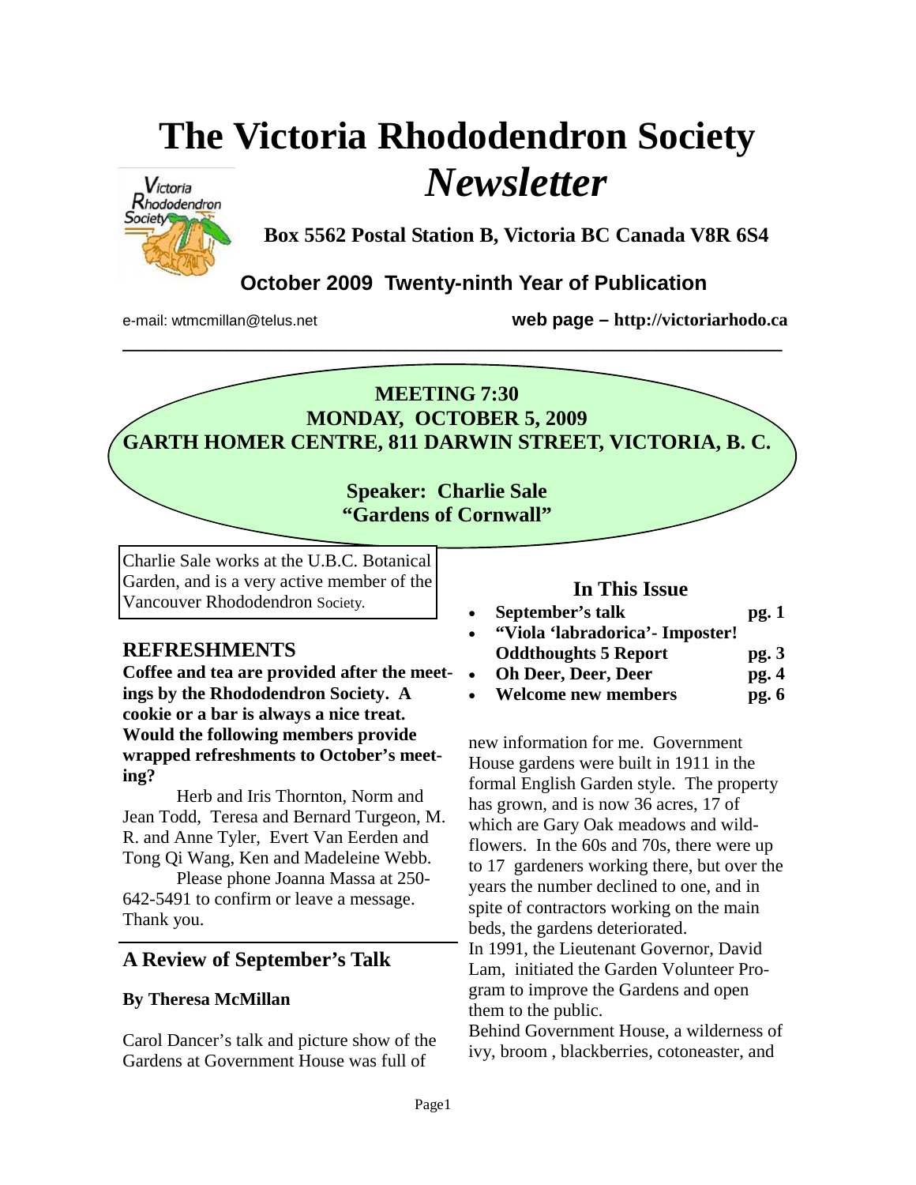# The Victoria Rhododendron Society *Newsletter*

**Box 5562 Postal Station B, Victoria BC Canada V8R 6S4**

**October 2009 Twenty-ninth Year of Publication**

e-mail: wtmcmillan@telus.net **web page – http://victoriarhodo.ca**

---

**MEETING 7:30**
**MONDAY, OCTOBER 5, 2009**
**GARTH HOMER CENTRE, 811 DARWIN STREET, VICTORIA, B. C.**

**Speaker: Charlie Sale**
**"Gardens of Cornwall"**

Charlie Sale works at the U.B.C. Botanical Garden, and is a very active member of the Vancouver Rhododendron Society.

## REFRESHMENTS

**Coffee and tea are provided after the meetings by the Rhododendron Society. A cookie or a bar is always a nice treat. Would the following members provide wrapped refreshments to October's meeting?**

Herb and Iris Thornton, Norm and Jean Todd, Teresa and Bernard Turgeon, M. R. and Anne Tyler, Evert Van Eerden and Tong Qi Wang, Ken and Madeleine Webb.

Please phone Joanna Massa at 250-642-5491 to confirm or leave a message. Thank you.

## In This Issue

- **September's talk** **pg. 1**
- **"Viola 'labradorica'- Imposter! Oddthoughts 5 Report** **pg. 3**
- **Oh Deer, Deer, Deer** **pg. 4**
- **Welcome new members** **pg. 6**

## A Review of September's Talk

**By Theresa McMillan**

Carol Dancer's talk and picture show of the Gardens at Government House was full of new information for me. Government House gardens were built in 1911 in the formal English Garden style. The property has grown, and is now 36 acres, 17 of which are Gary Oak meadows and wildflowers. In the 60s and 70s, there were up to 17 gardeners working there, but over the years the number declined to one, and in spite of contractors working on the main beds, the gardens deteriorated.

In 1991, the Lieutenant Governor, David Lam, initiated the Garden Volunteer Program to improve the Gardens and open them to the public.

Behind Government House, a wilderness of ivy, broom , blackberries, cotoneaster, and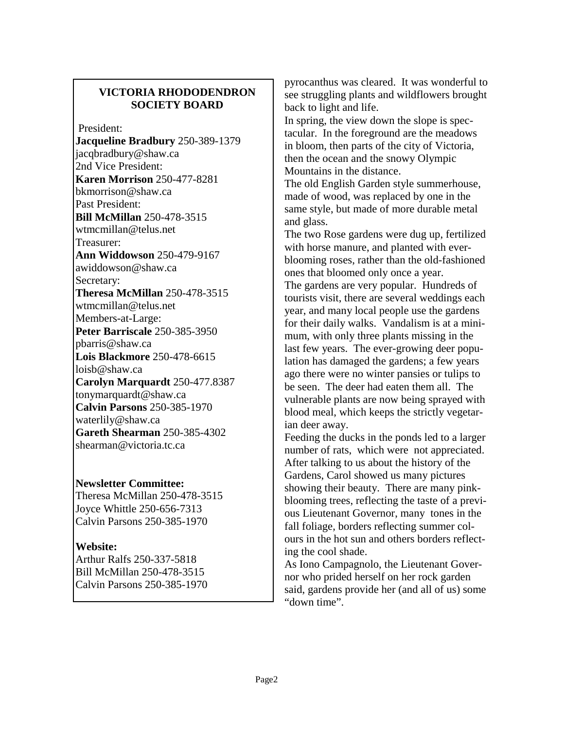## VICTORIA RHODODENDRON SOCIETY BOARD

President:
**Jacqueline Bradbury** 250-389-1379
jacqbradbury@shaw.ca
2nd Vice President:
**Karen Morrison** 250-477-8281
bkmorrison@shaw.ca
Past President:
**Bill McMillan** 250-478-3515
wtmcmillan@telus.net
Treasurer:
**Ann Widdowson** 250-479-9167
awiddowson@shaw.ca
Secretary:
**Theresa McMillan** 250-478-3515
wtmcmillan@telus.net
Members-at-Large:
**Peter Barriscale** 250-385-3950
pbarris@shaw.ca
**Lois Blackmore** 250-478-6615
loisb@shaw.ca
**Carolyn Marquardt** 250-477.8387
tonymarquardt@shaw.ca
**Calvin Parsons** 250-385-1970
waterlily@shaw.ca
**Gareth Shearman** 250-385-4302
shearman@victoria.tc.ca

**Newsletter Committee:**
Theresa McMillan 250-478-3515
Joyce Whittle 250-656-7313
Calvin Parsons 250-385-1970

**Website:**
Arthur Ralfs 250-337-5818
Bill McMillan 250-478-3515
Calvin Parsons 250-385-1970

pyrocanthus was cleared. It was wonderful to see struggling plants and wildflowers brought back to light and life.

In spring, the view down the slope is spectacular. In the foreground are the meadows in bloom, then parts of the city of Victoria, then the ocean and the snowy Olympic Mountains in the distance.

The old English Garden style summerhouse, made of wood, was replaced by one in the same style, but made of more durable metal and glass.

The two Rose gardens were dug up, fertilized with horse manure, and planted with ever-blooming roses, rather than the old-fashioned ones that bloomed only once a year.

The gardens are very popular. Hundreds of tourists visit, there are several weddings each year, and many local people use the gardens for their daily walks. Vandalism is at a minimum, with only three plants missing in the last few years. The ever-growing deer population has damaged the gardens; a few years ago there were no winter pansies or tulips to be seen. The deer had eaten them all. The vulnerable plants are now being sprayed with blood meal, which keeps the strictly vegetarian deer away.

Feeding the ducks in the ponds led to a larger number of rats, which were not appreciated.

After talking to us about the history of the Gardens, Carol showed us many pictures showing their beauty. There are many pink-blooming trees, reflecting the taste of a previous Lieutenant Governor, many tones in the fall foliage, borders reflecting summer colours in the hot sun and others borders reflecting the cool shade.

As Iono Campagnolo, the Lieutenant Governor who prided herself on her rock garden said, gardens provide her (and all of us) some "down time".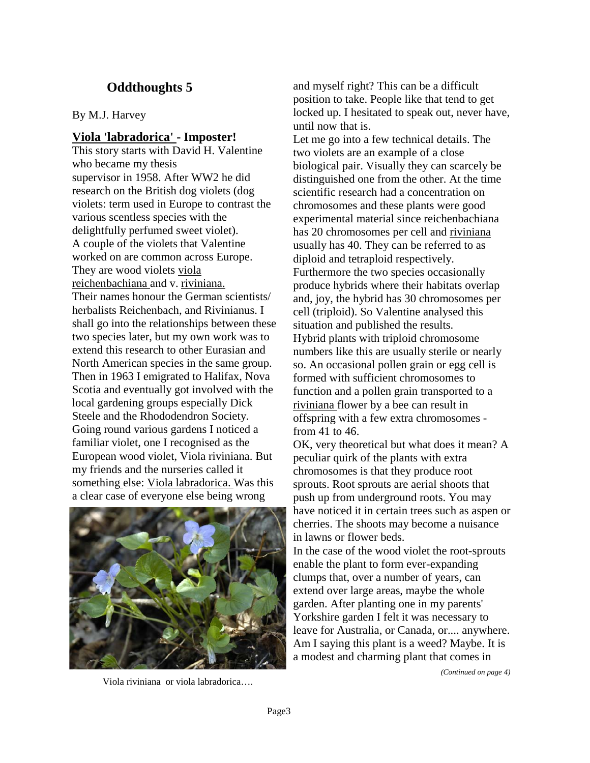## Oddthoughts 5

By M.J. Harvey

### Viola 'labradorica' - Imposter!

This story starts with David H. Valentine who became my thesis supervisor in 1958. After WW2 he did research on the British dog violets (dog violets: term used in Europe to contrast the various scentless species with the delightfully perfumed sweet violet). A couple of the violets that Valentine worked on are common across Europe. They are wood violets viola reichenbachiana and v. riviniana. Their names honour the German scientists/ herbalists Reichenbach, and Rivinianus. I shall go into the relationships between these two species later, but my own work was to extend this research to other Eurasian and North American species in the same group. Then in 1963 I emigrated to Halifax, Nova Scotia and eventually got involved with the local gardening groups especially Dick Steele and the Rhododendron Society. Going round various gardens I noticed a familiar violet, one I recognised as the European wood violet, Viola riviniana. But my friends and the nurseries called it something else: Viola labradorica. Was this a clear case of everyone else being wrong and myself right? This can be a difficult position to take. People like that tend to get locked up. I hesitated to speak out, never have, until now that is.

Viola riviniana or viola labradorica….

Let me go into a few technical details. The two violets are an example of a close biological pair. Visually they can scarcely be distinguished one from the other. At the time scientific research had a concentration on chromosomes and these plants were good experimental material since reichenbachiana has 20 chromosomes per cell and riviniana usually has 40. They can be referred to as diploid and tetraploid respectively. Furthermore the two species occasionally produce hybrids where their habitats overlap and, joy, the hybrid has 30 chromosomes per cell (triploid). So Valentine analysed this situation and published the results.

Hybrid plants with triploid chromosome numbers like this are usually sterile or nearly so. An occasional pollen grain or egg cell is formed with sufficient chromosomes to function and a pollen grain transported to a riviniana flower by a bee can result in offspring with a few extra chromosomes - from 41 to 46.

OK, very theoretical but what does it mean? A peculiar quirk of the plants with extra chromosomes is that they produce root sprouts. Root sprouts are aerial shoots that push up from underground roots. You may have noticed it in certain trees such as aspen or cherries. The shoots may become a nuisance in lawns or flower beds.

In the case of the wood violet the root-sprouts enable the plant to form ever-expanding clumps that, over a number of years, can extend over large areas, maybe the whole garden. After planting one in my parents' Yorkshire garden I felt it was necessary to leave for Australia, or Canada, or.... anywhere. Am I saying this plant is a weed? Maybe. It is a modest and charming plant that comes in

*(Continued on page 4)*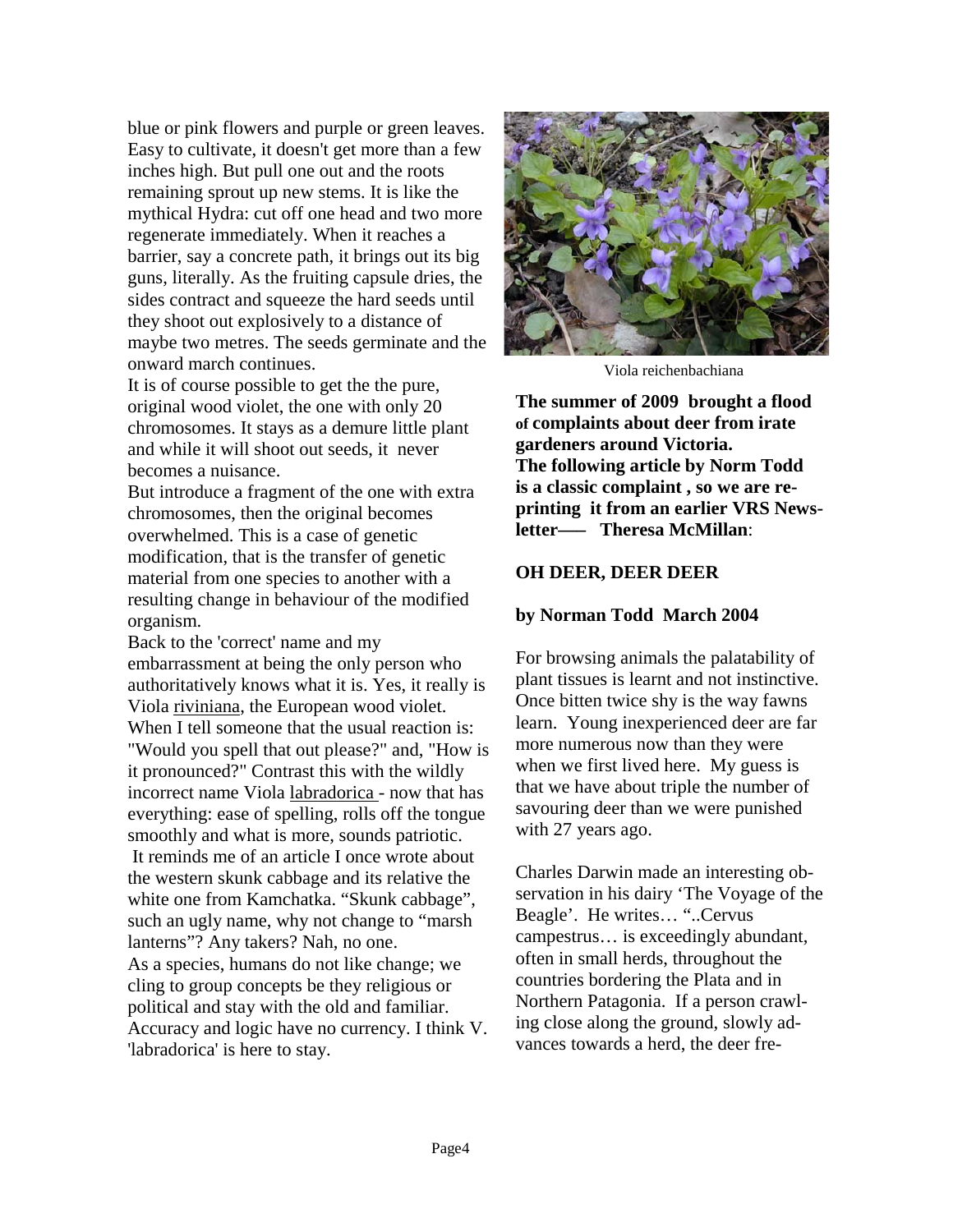blue or pink flowers and purple or green leaves. Easy to cultivate, it doesn't get more than a few inches high. But pull one out and the roots remaining sprout up new stems. It is like the mythical Hydra: cut off one head and two more regenerate immediately. When it reaches a barrier, say a concrete path, it brings out its big guns, literally. As the fruiting capsule dries, the sides contract and squeeze the hard seeds until they shoot out explosively to a distance of maybe two metres. The seeds germinate and the onward march continues.

It is of course possible to get the the pure, original wood violet, the one with only 20 chromosomes. It stays as a demure little plant and while it will shoot out seeds, it never becomes a nuisance.

But introduce a fragment of the one with extra chromosomes, then the original becomes overwhelmed. This is a case of genetic modification, that is the transfer of genetic material from one species to another with a resulting change in behaviour of the modified organism.

Back to the 'correct' name and my embarrassment at being the only person who authoritatively knows what it is. Yes, it really is Viola riviniana, the European wood violet. When I tell someone that the usual reaction is: "Would you spell that out please?" and, "How is it pronounced?" Contrast this with the wildly incorrect name Viola labradorica - now that has everything: ease of spelling, rolls off the tongue smoothly and what is more, sounds patriotic.

It reminds me of an article I once wrote about the western skunk cabbage and its relative the white one from Kamchatka. "Skunk cabbage", such an ugly name, why not change to "marsh lanterns"? Any takers? Nah, no one.

As a species, humans do not like change; we cling to group concepts be they religious or political and stay with the old and familiar. Accuracy and logic have no currency. I think V. 'labradorica' is here to stay.

Viola reichenbachiana

**The summer of 2009 brought a flood of complaints about deer from irate gardeners around Victoria. The following article by Norm Todd is a classic complaint , so we are re-printing it from an earlier VRS News-letter—— Theresa McMillan**:

## OH DEER, DEER DEER

**by Norman Todd March 2004**

For browsing animals the palatability of plant tissues is learnt and not instinctive. Once bitten twice shy is the way fawns learn. Young inexperienced deer are far more numerous now than they were when we first lived here. My guess is that we have about triple the number of savouring deer than we were punished with 27 years ago.

Charles Darwin made an interesting observation in his dairy 'The Voyage of the Beagle'. He writes… "..Cervus campestrus… is exceedingly abundant, often in small herds, throughout the countries bordering the Plata and in Northern Patagonia. If a person crawling close along the ground, slowly advances towards a herd, the deer fre-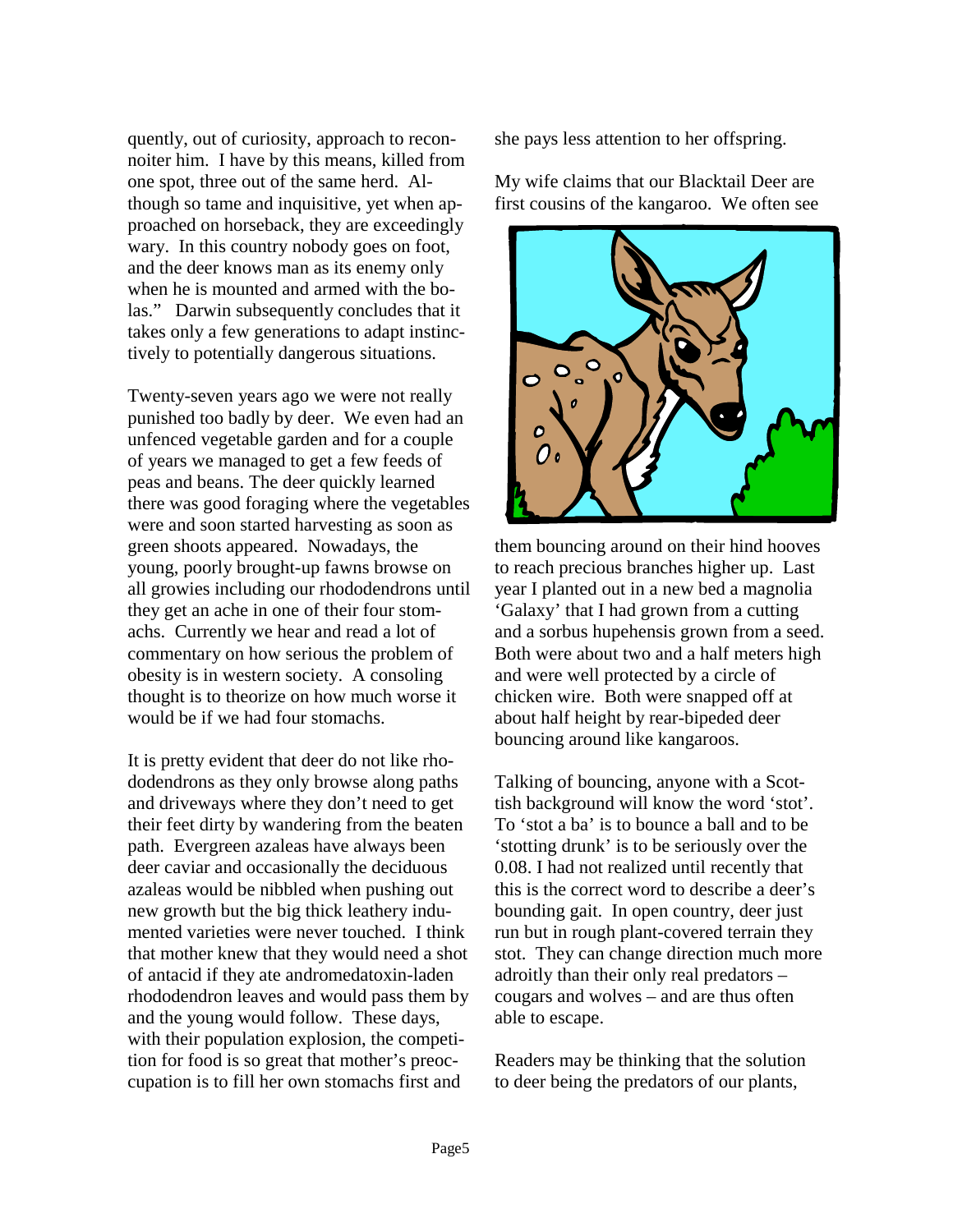quently, out of curiosity, approach to reconnoiter him. I have by this means, killed from one spot, three out of the same herd. Although so tame and inquisitive, yet when approached on horseback, they are exceedingly wary. In this country nobody goes on foot, and the deer knows man as its enemy only when he is mounted and armed with the bolas." Darwin subsequently concludes that it takes only a few generations to adapt instinctively to potentially dangerous situations.

Twenty-seven years ago we were not really punished too badly by deer. We even had an unfenced vegetable garden and for a couple of years we managed to get a few feeds of peas and beans. The deer quickly learned there was good foraging where the vegetables were and soon started harvesting as soon as green shoots appeared. Nowadays, the young, poorly brought-up fawns browse on all growies including our rhododendrons until they get an ache in one of their four stomachs. Currently we hear and read a lot of commentary on how serious the problem of obesity is in western society. A consoling thought is to theorize on how much worse it would be if we had four stomachs.

It is pretty evident that deer do not like rhododendrons as they only browse along paths and driveways where they don't need to get their feet dirty by wandering from the beaten path. Evergreen azaleas have always been deer caviar and occasionally the deciduous azaleas would be nibbled when pushing out new growth but the big thick leathery indumented varieties were never touched. I think that mother knew that they would need a shot of antacid if they ate andromedatoxin-laden rhododendron leaves and would pass them by and the young would follow. These days, with their population explosion, the competition for food is so great that mother's preoccupation is to fill her own stomachs first and she pays less attention to her offspring.

My wife claims that our Blacktail Deer are first cousins of the kangaroo. We often see them bouncing around on their hind hooves to reach precious branches higher up. Last year I planted out in a new bed a magnolia 'Galaxy' that I had grown from a cutting and a sorbus hupehensis grown from a seed. Both were about two and a half meters high and were well protected by a circle of chicken wire. Both were snapped off at about half height by rear-bipeded deer bouncing around like kangaroos.

Talking of bouncing, anyone with a Scottish background will know the word 'stot'. To 'stot a ba' is to bounce a ball and to be 'stotting drunk' is to be seriously over the 0.08. I had not realized until recently that this is the correct word to describe a deer's bounding gait. In open country, deer just run but in rough plant-covered terrain they stot. They can change direction much more adroitly than their only real predators – cougars and wolves – and are thus often able to escape.

Readers may be thinking that the solution to deer being the predators of our plants,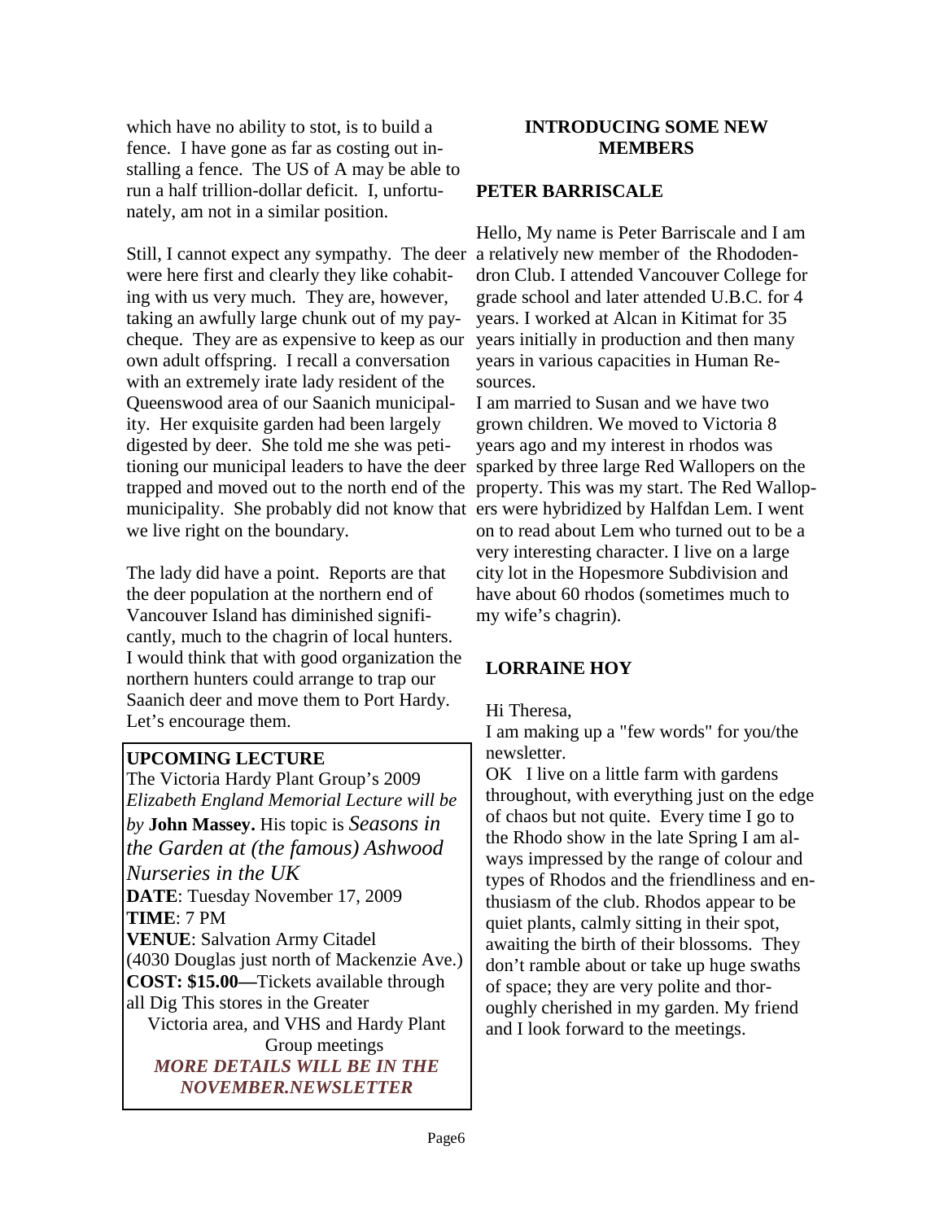which have no ability to stot, is to build a fence. I have gone as far as costing out installing a fence. The US of A may be able to run a half trillion-dollar deficit. I, unfortunately, am not in a similar position.

Still, I cannot expect any sympathy. The deer were here first and clearly they like cohabiting with us very much. They are, however, taking an awfully large chunk out of my paycheque. They are as expensive to keep as our own adult offspring. I recall a conversation with an extremely irate lady resident of the Queenswood area of our Saanich municipality. Her exquisite garden had been largely digested by deer. She told me she was petitioning our municipal leaders to have the deer trapped and moved out to the north end of the municipality. She probably did not know that we live right on the boundary.

The lady did have a point. Reports are that the deer population at the northern end of Vancouver Island has diminished significantly, much to the chagrin of local hunters. I would think that with good organization the northern hunters could arrange to trap our Saanich deer and move them to Port Hardy. Let's encourage them.

**UPCOMING LECTURE**

The Victoria Hardy Plant Group's 2009 *Elizabeth England Memorial Lecture will be by* **John Massey.** His topic is *Seasons in the Garden at (the famous) Ashwood Nurseries in the UK*

**DATE**: Tuesday November 17, 2009

**TIME**: 7 PM

**VENUE**: Salvation Army Citadel (4030 Douglas just north of Mackenzie Ave.)

**COST: $15.00—**Tickets available through all Dig This stores in the Greater Victoria area, and VHS and Hardy Plant Group meetings

***MORE DETAILS WILL BE IN THE NOVEMBER.NEWSLETTER***

## INTRODUCING SOME NEW MEMBERS

### PETER BARRISCALE

Hello, My name is Peter Barriscale and I am a relatively new member of the Rhododendron Club. I attended Vancouver College for grade school and later attended U.B.C. for 4 years. I worked at Alcan in Kitimat for 35 years initially in production and then many years in various capacities in Human Resources.

I am married to Susan and we have two grown children. We moved to Victoria 8 years ago and my interest in rhodos was sparked by three large Red Wallopers on the property. This was my start. The Red Wallopers were hybridized by Halfdan Lem. I went on to read about Lem who turned out to be a very interesting character. I live on a large city lot in the Hopesmore Subdivision and have about 60 rhodos (sometimes much to my wife's chagrin).

### LORRAINE HOY

Hi Theresa,

I am making up a "few words" for you/the newsletter.

OK I live on a little farm with gardens throughout, with everything just on the edge of chaos but not quite. Every time I go to the Rhodo show in the late Spring I am always impressed by the range of colour and types of Rhodos and the friendliness and enthusiasm of the club. Rhodos appear to be quiet plants, calmly sitting in their spot, awaiting the birth of their blossoms. They don't ramble about or take up huge swaths of space; they are very polite and thoroughly cherished in my garden. My friend and I look forward to the meetings.